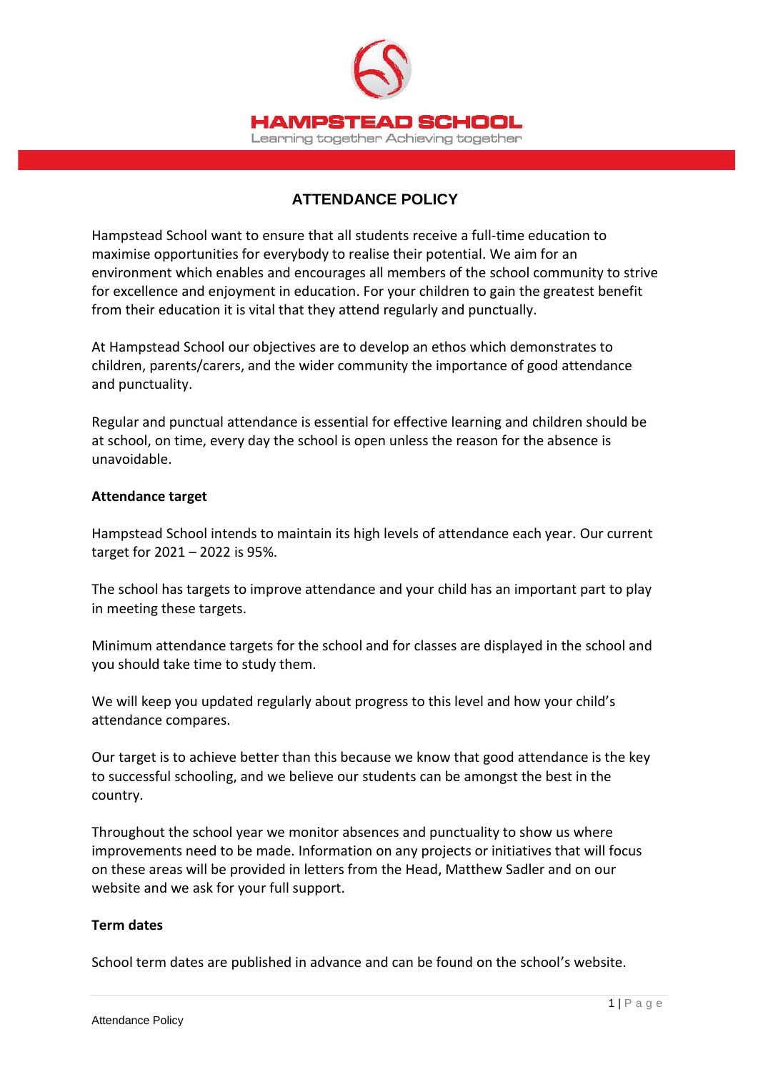HAMPSTEAD SCHOOL

Learning together Achieving together

# ATTENDANCE POLICY

Hampstead School want to ensure that all students receive a full-time education to maximise opportunities for everybody to realise their potential. We aim for an environment which enables and encourages all members of the school community to strive for excellence and enjoyment in education. For your children to gain the greatest benefit from their education it is vital that they attend regularly and punctually.

At Hampstead School our objectives are to develop an ethos which demonstrates to children, parents/carers, and the wider community the importance of good attendance and punctuality.

Regular and punctual attendance is essential for effective learning and children should be at school, on time, every day the school is open unless the reason for the absence is unavoidable.

**Attendance target**

Hampstead School intends to maintain its high levels of attendance each year. Our current target for 2021 – 2022 is 95%.

The school has targets to improve attendance and your child has an important part to play in meeting these targets.

Minimum attendance targets for the school and for classes are displayed in the school and you should take time to study them.

We will keep you updated regularly about progress to this level and how your child's attendance compares.

Our target is to achieve better than this because we know that good attendance is the key to successful schooling, and we believe our students can be amongst the best in the country.

Throughout the school year we monitor absences and punctuality to show us where improvements need to be made. Information on any projects or initiatives that will focus on these areas will be provided in letters from the Head, Matthew Sadler and on our website and we ask for your full support.

**Term dates**

School term dates are published in advance and can be found on the school's website.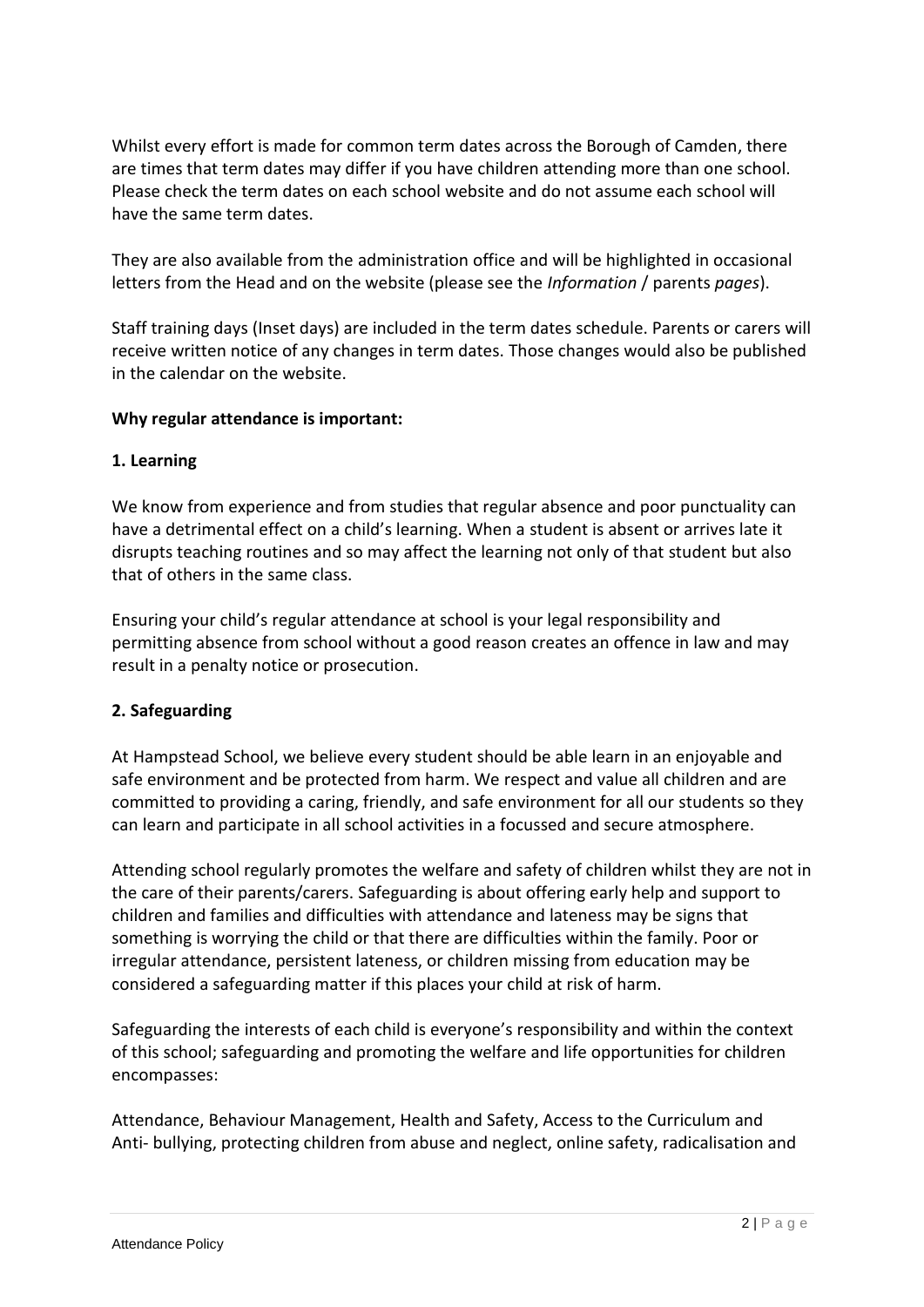Whilst every effort is made for common term dates across the Borough of Camden, there are times that term dates may differ if you have children attending more than one school. Please check the term dates on each school website and do not assume each school will have the same term dates.

They are also available from the administration office and will be highlighted in occasional letters from the Head and on the website (please see the *Information* / parents *pages*).

Staff training days (Inset days) are included in the term dates schedule. Parents or carers will receive written notice of any changes in term dates. Those changes would also be published in the calendar on the website.

**Why regular attendance is important:**

**1. Learning**

We know from experience and from studies that regular absence and poor punctuality can have a detrimental effect on a child's learning. When a student is absent or arrives late it disrupts teaching routines and so may affect the learning not only of that student but also that of others in the same class.

Ensuring your child's regular attendance at school is your legal responsibility and permitting absence from school without a good reason creates an offence in law and may result in a penalty notice or prosecution.

**2. Safeguarding**

At Hampstead School, we believe every student should be able learn in an enjoyable and safe environment and be protected from harm. We respect and value all children and are committed to providing a caring, friendly, and safe environment for all our students so they can learn and participate in all school activities in a focussed and secure atmosphere.

Attending school regularly promotes the welfare and safety of children whilst they are not in the care of their parents/carers. Safeguarding is about offering early help and support to children and families and difficulties with attendance and lateness may be signs that something is worrying the child or that there are difficulties within the family. Poor or irregular attendance, persistent lateness, or children missing from education may be considered a safeguarding matter if this places your child at risk of harm.

Safeguarding the interests of each child is everyone's responsibility and within the context of this school; safeguarding and promoting the welfare and life opportunities for children encompasses:

Attendance, Behaviour Management, Health and Safety, Access to the Curriculum and Anti- bullying, protecting children from abuse and neglect, online safety, radicalisation and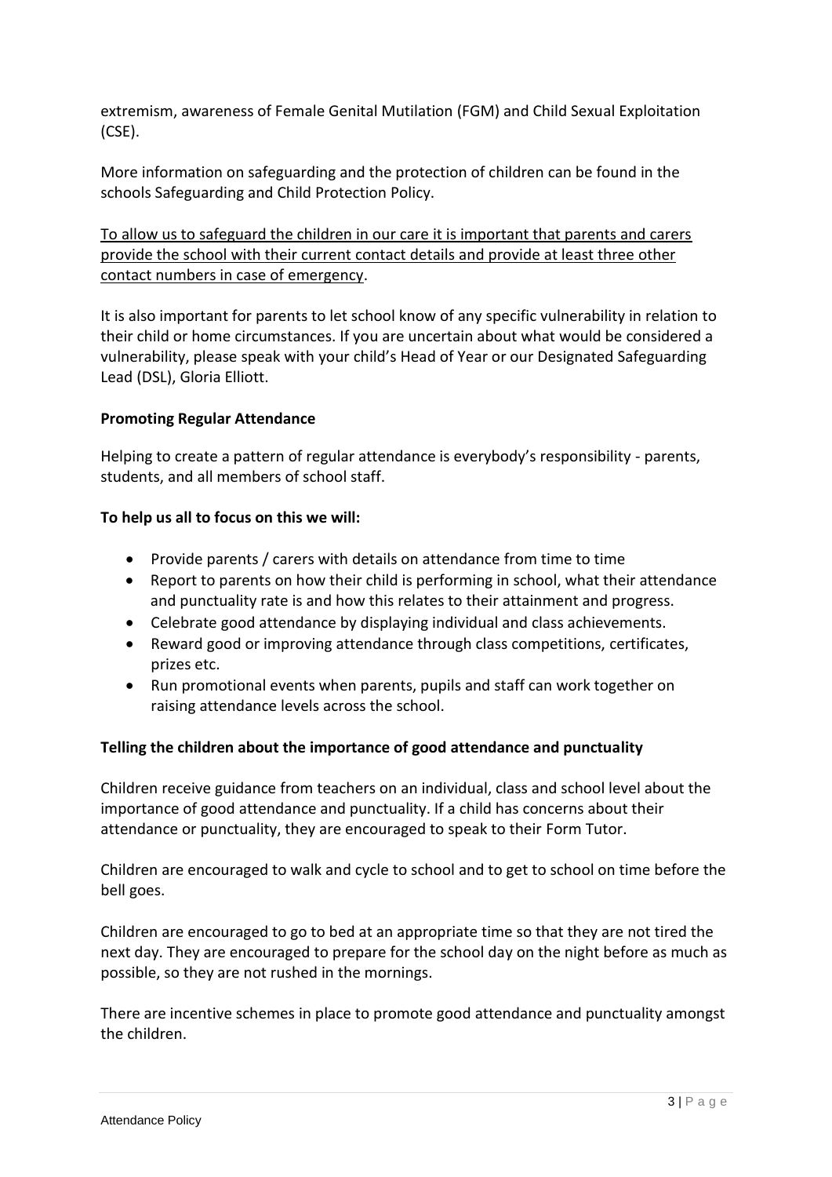extremism, awareness of Female Genital Mutilation (FGM) and Child Sexual Exploitation (CSE).

More information on safeguarding and the protection of children can be found in the schools Safeguarding and Child Protection Policy.

<u>To allow us to safeguard the children in our care it is important that parents and carers provide the school with their current contact details and provide at least three other contact numbers in case of emergency</u>.

It is also important for parents to let school know of any specific vulnerability in relation to their child or home circumstances. If you are uncertain about what would be considered a vulnerability, please speak with your child's Head of Year or our Designated Safeguarding Lead (DSL), Gloria Elliott.

**Promoting Regular Attendance**

Helping to create a pattern of regular attendance is everybody's responsibility - parents, students, and all members of school staff.

**To help us all to focus on this we will:**

- Provide parents / carers with details on attendance from time to time
- Report to parents on how their child is performing in school, what their attendance and punctuality rate is and how this relates to their attainment and progress.
- Celebrate good attendance by displaying individual and class achievements.
- Reward good or improving attendance through class competitions, certificates, prizes etc.
- Run promotional events when parents, pupils and staff can work together on raising attendance levels across the school.

**Telling the children about the importance of good attendance and punctuality**

Children receive guidance from teachers on an individual, class and school level about the importance of good attendance and punctuality. If a child has concerns about their attendance or punctuality, they are encouraged to speak to their Form Tutor.

Children are encouraged to walk and cycle to school and to get to school on time before the bell goes.

Children are encouraged to go to bed at an appropriate time so that they are not tired the next day. They are encouraged to prepare for the school day on the night before as much as possible, so they are not rushed in the mornings.

There are incentive schemes in place to promote good attendance and punctuality amongst the children.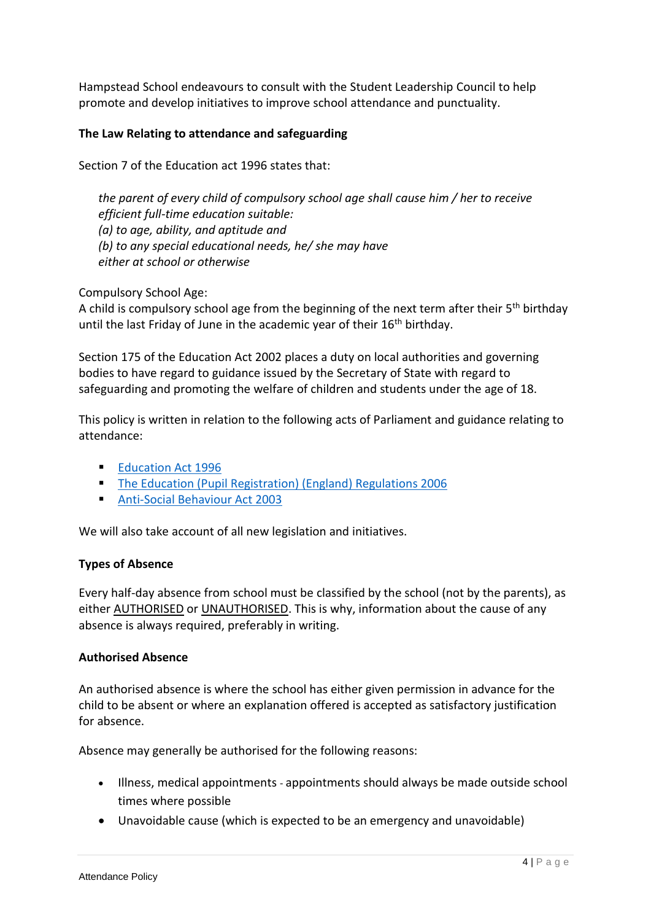Hampstead School endeavours to consult with the Student Leadership Council to help promote and develop initiatives to improve school attendance and punctuality.

**The Law Relating to attendance and safeguarding**

Section 7 of the Education act 1996 states that:

> *the parent of every child of compulsory school age shall cause him / her to receive efficient full-time education suitable:*
> *(a) to age, ability, and aptitude and*
> *(b) to any special educational needs, he/ she may have*
> *either at school or otherwise*

Compulsory School Age:
A child is compulsory school age from the beginning of the next term after their 5th birthday until the last Friday of June in the academic year of their 16th birthday.

Section 175 of the Education Act 2002 places a duty on local authorities and governing bodies to have regard to guidance issued by the Secretary of State with regard to safeguarding and promoting the welfare of children and students under the age of 18.

This policy is written in relation to the following acts of Parliament and guidance relating to attendance:

- Education Act 1996
- The Education (Pupil Registration) (England) Regulations 2006
- Anti-Social Behaviour Act 2003

We will also take account of all new legislation and initiatives.

**Types of Absence**

Every half-day absence from school must be classified by the school (not by the parents), as either AUTHORISED or UNAUTHORISED. This is why, information about the cause of any absence is always required, preferably in writing.

**Authorised Absence**

An authorised absence is where the school has either given permission in advance for the child to be absent or where an explanation offered is accepted as satisfactory justification for absence.

Absence may generally be authorised for the following reasons:

- Illness, medical appointments - appointments should always be made outside school times where possible
- Unavoidable cause (which is expected to be an emergency and unavoidable)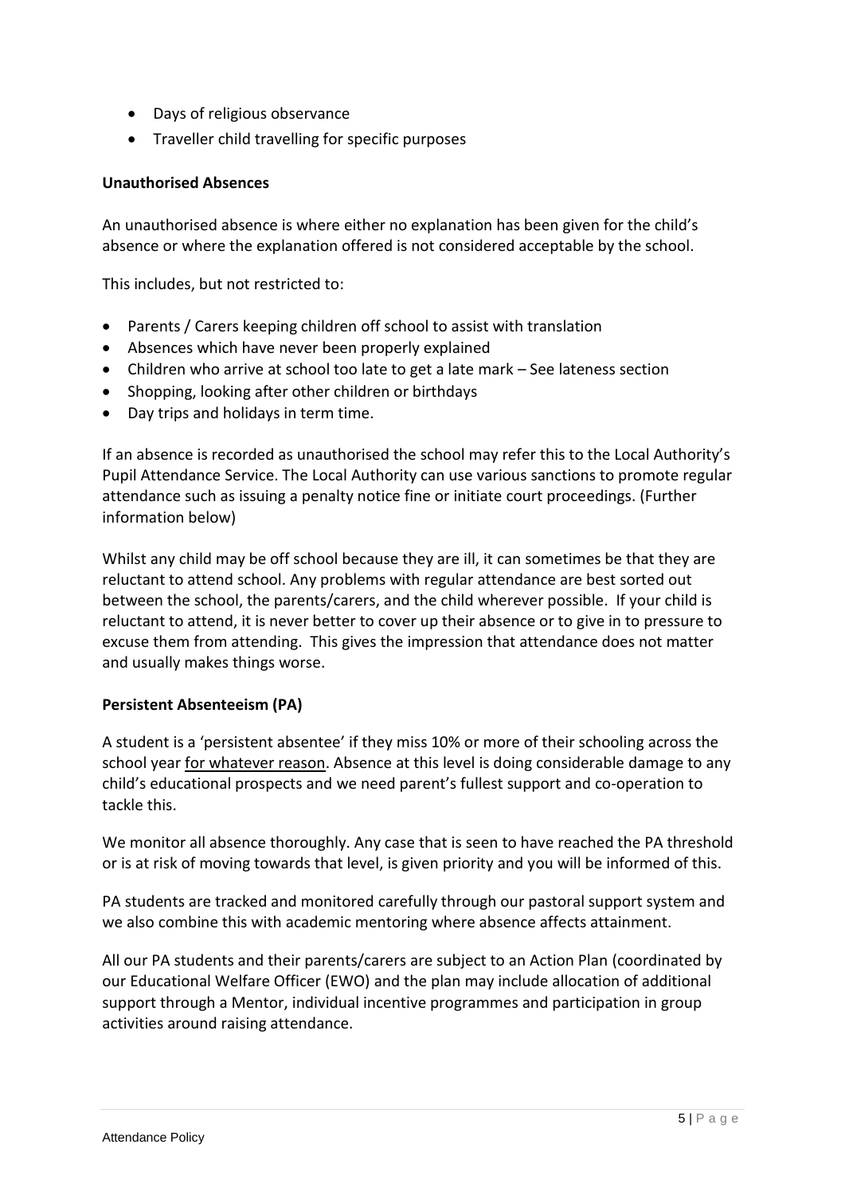- Days of religious observance
- Traveller child travelling for specific purposes

**Unauthorised Absences**

An unauthorised absence is where either no explanation has been given for the child's absence or where the explanation offered is not considered acceptable by the school.

This includes, but not restricted to:

- Parents / Carers keeping children off school to assist with translation
- Absences which have never been properly explained
- Children who arrive at school too late to get a late mark – See lateness section
- Shopping, looking after other children or birthdays
- Day trips and holidays in term time.

If an absence is recorded as unauthorised the school may refer this to the Local Authority's Pupil Attendance Service. The Local Authority can use various sanctions to promote regular attendance such as issuing a penalty notice fine or initiate court proceedings. (Further information below)

Whilst any child may be off school because they are ill, it can sometimes be that they are reluctant to attend school. Any problems with regular attendance are best sorted out between the school, the parents/carers, and the child wherever possible. If your child is reluctant to attend, it is never better to cover up their absence or to give in to pressure to excuse them from attending. This gives the impression that attendance does not matter and usually makes things worse.

**Persistent Absenteeism (PA)**

A student is a 'persistent absentee' if they miss 10% or more of their schooling across the school year <u>for whatever reason</u>. Absence at this level is doing considerable damage to any child's educational prospects and we need parent's fullest support and co-operation to tackle this.

We monitor all absence thoroughly. Any case that is seen to have reached the PA threshold or is at risk of moving towards that level, is given priority and you will be informed of this.

PA students are tracked and monitored carefully through our pastoral support system and we also combine this with academic mentoring where absence affects attainment.

All our PA students and their parents/carers are subject to an Action Plan (coordinated by our Educational Welfare Officer (EWO) and the plan may include allocation of additional support through a Mentor, individual incentive programmes and participation in group activities around raising attendance.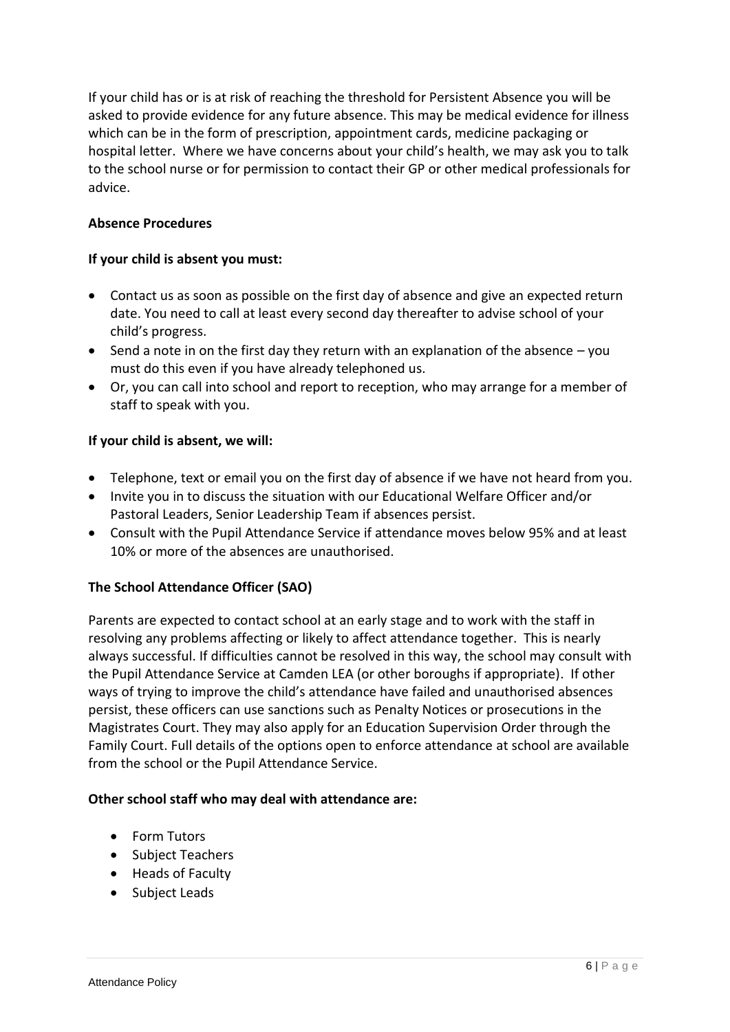If your child has or is at risk of reaching the threshold for Persistent Absence you will be asked to provide evidence for any future absence. This may be medical evidence for illness which can be in the form of prescription, appointment cards, medicine packaging or hospital letter. Where we have concerns about your child's health, we may ask you to talk to the school nurse or for permission to contact their GP or other medical professionals for advice.

**Absence Procedures**

**If your child is absent you must:**

- Contact us as soon as possible on the first day of absence and give an expected return date. You need to call at least every second day thereafter to advise school of your child's progress.
- Send a note in on the first day they return with an explanation of the absence – you must do this even if you have already telephoned us.
- Or, you can call into school and report to reception, who may arrange for a member of staff to speak with you.

**If your child is absent, we will:**

- Telephone, text or email you on the first day of absence if we have not heard from you.
- Invite you in to discuss the situation with our Educational Welfare Officer and/or Pastoral Leaders, Senior Leadership Team if absences persist.
- Consult with the Pupil Attendance Service if attendance moves below 95% and at least 10% or more of the absences are unauthorised.

**The School Attendance Officer (SAO)**

Parents are expected to contact school at an early stage and to work with the staff in resolving any problems affecting or likely to affect attendance together. This is nearly always successful. If difficulties cannot be resolved in this way, the school may consult with the Pupil Attendance Service at Camden LEA (or other boroughs if appropriate). If other ways of trying to improve the child's attendance have failed and unauthorised absences persist, these officers can use sanctions such as Penalty Notices or prosecutions in the Magistrates Court. They may also apply for an Education Supervision Order through the Family Court. Full details of the options open to enforce attendance at school are available from the school or the Pupil Attendance Service.

**Other school staff who may deal with attendance are:**

- Form Tutors
- Subject Teachers
- Heads of Faculty
- Subject Leads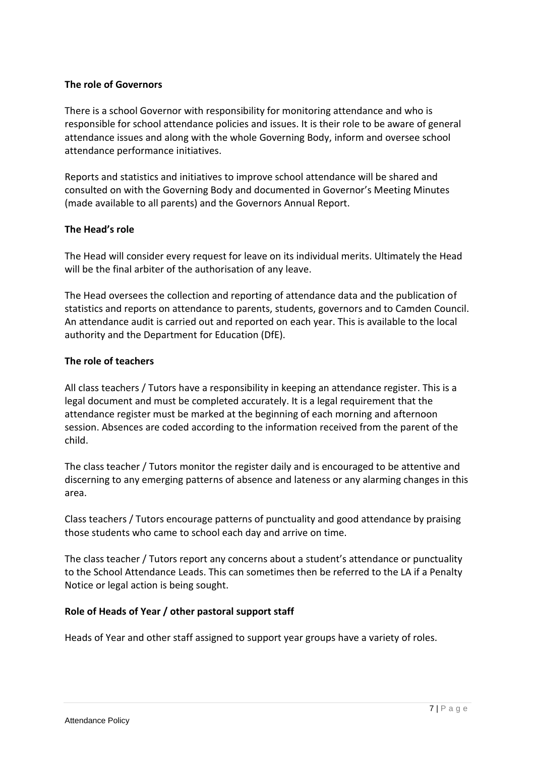**The role of Governors**

There is a school Governor with responsibility for monitoring attendance and who is responsible for school attendance policies and issues. It is their role to be aware of general attendance issues and along with the whole Governing Body, inform and oversee school attendance performance initiatives.

Reports and statistics and initiatives to improve school attendance will be shared and consulted on with the Governing Body and documented in Governor's Meeting Minutes (made available to all parents) and the Governors Annual Report.

**The Head's role**

The Head will consider every request for leave on its individual merits. Ultimately the Head will be the final arbiter of the authorisation of any leave.

The Head oversees the collection and reporting of attendance data and the publication of statistics and reports on attendance to parents, students, governors and to Camden Council. An attendance audit is carried out and reported on each year. This is available to the local authority and the Department for Education (DfE).

**The role of teachers**

All class teachers / Tutors have a responsibility in keeping an attendance register. This is a legal document and must be completed accurately. It is a legal requirement that the attendance register must be marked at the beginning of each morning and afternoon session. Absences are coded according to the information received from the parent of the child.

The class teacher / Tutors monitor the register daily and is encouraged to be attentive and discerning to any emerging patterns of absence and lateness or any alarming changes in this area.

Class teachers / Tutors encourage patterns of punctuality and good attendance by praising those students who came to school each day and arrive on time.

The class teacher / Tutors report any concerns about a student's attendance or punctuality to the School Attendance Leads. This can sometimes then be referred to the LA if a Penalty Notice or legal action is being sought.

**Role of Heads of Year / other pastoral support staff**

Heads of Year and other staff assigned to support year groups have a variety of roles.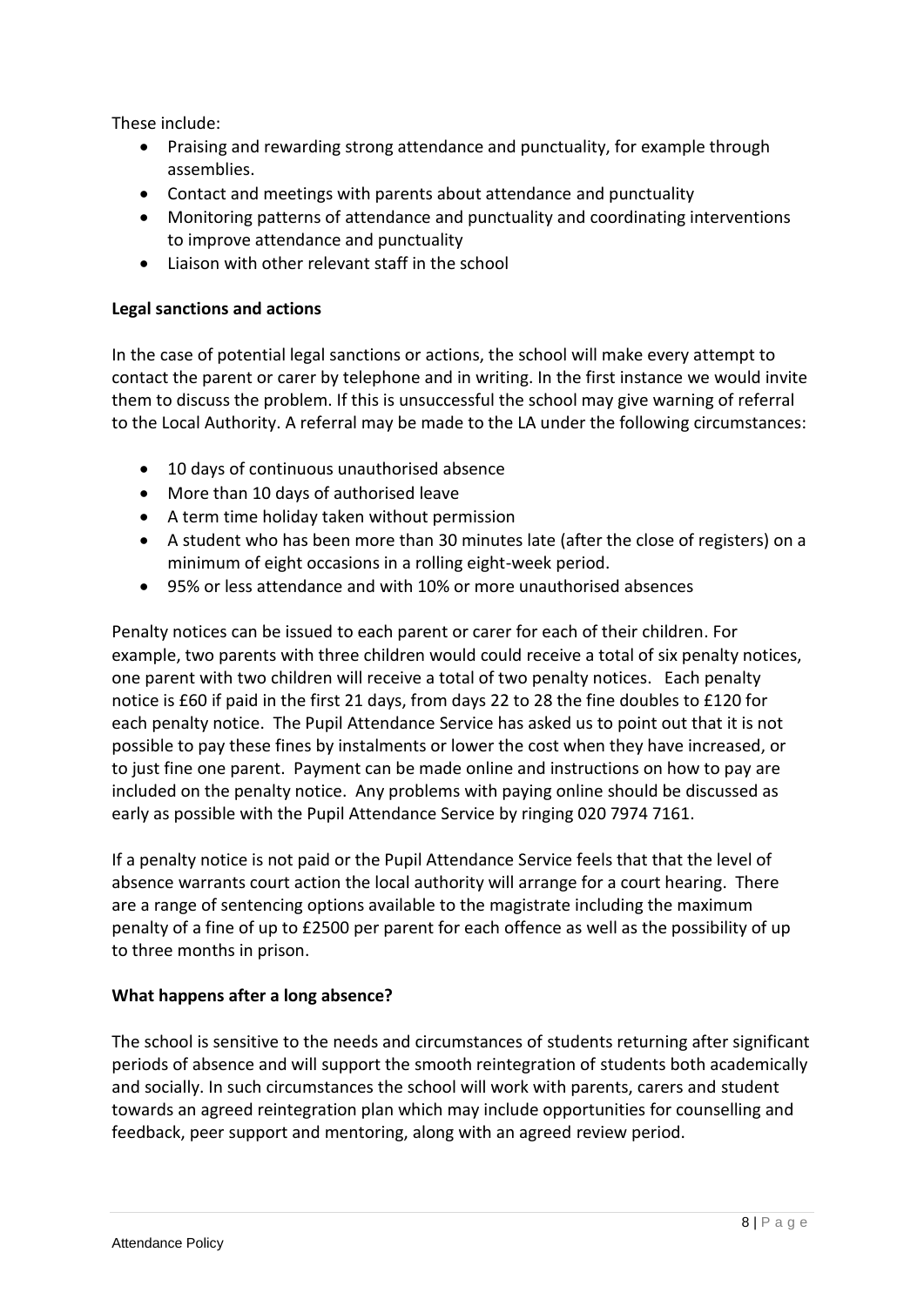These include:

- Praising and rewarding strong attendance and punctuality, for example through assemblies.
- Contact and meetings with parents about attendance and punctuality
- Monitoring patterns of attendance and punctuality and coordinating interventions to improve attendance and punctuality
- Liaison with other relevant staff in the school

**Legal sanctions and actions**

In the case of potential legal sanctions or actions, the school will make every attempt to contact the parent or carer by telephone and in writing. In the first instance we would invite them to discuss the problem. If this is unsuccessful the school may give warning of referral to the Local Authority. A referral may be made to the LA under the following circumstances:

- 10 days of continuous unauthorised absence
- More than 10 days of authorised leave
- A term time holiday taken without permission
- A student who has been more than 30 minutes late (after the close of registers) on a minimum of eight occasions in a rolling eight-week period.
- 95% or less attendance and with 10% or more unauthorised absences

Penalty notices can be issued to each parent or carer for each of their children. For example, two parents with three children would could receive a total of six penalty notices, one parent with two children will receive a total of two penalty notices. Each penalty notice is £60 if paid in the first 21 days, from days 22 to 28 the fine doubles to £120 for each penalty notice. The Pupil Attendance Service has asked us to point out that it is not possible to pay these fines by instalments or lower the cost when they have increased, or to just fine one parent. Payment can be made online and instructions on how to pay are included on the penalty notice. Any problems with paying online should be discussed as early as possible with the Pupil Attendance Service by ringing 020 7974 7161.

If a penalty notice is not paid or the Pupil Attendance Service feels that that the level of absence warrants court action the local authority will arrange for a court hearing. There are a range of sentencing options available to the magistrate including the maximum penalty of a fine of up to £2500 per parent for each offence as well as the possibility of up to three months in prison.

**What happens after a long absence?**

The school is sensitive to the needs and circumstances of students returning after significant periods of absence and will support the smooth reintegration of students both academically and socially. In such circumstances the school will work with parents, carers and student towards an agreed reintegration plan which may include opportunities for counselling and feedback, peer support and mentoring, along with an agreed review period.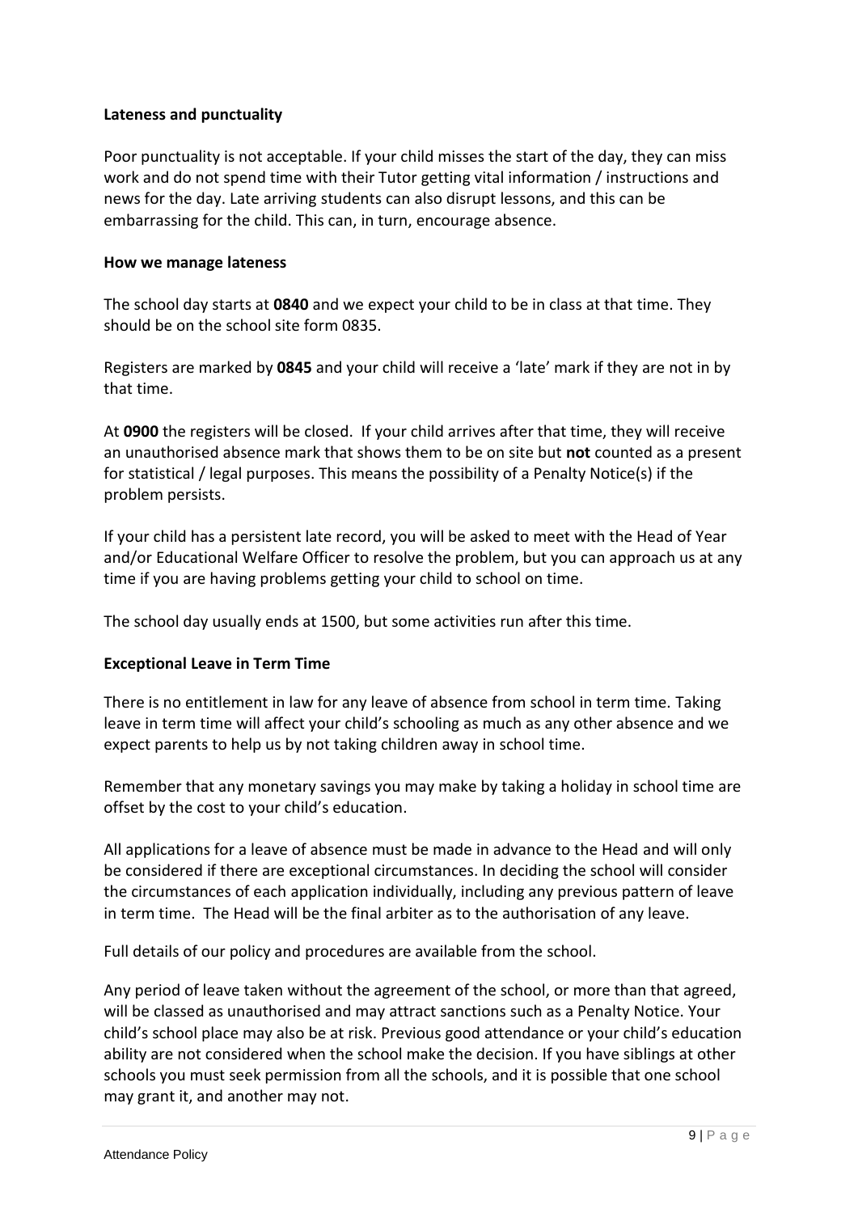**Lateness and punctuality**

Poor punctuality is not acceptable. If your child misses the start of the day, they can miss work and do not spend time with their Tutor getting vital information / instructions and news for the day. Late arriving students can also disrupt lessons, and this can be embarrassing for the child. This can, in turn, encourage absence.

**How we manage lateness**

The school day starts at **0840** and we expect your child to be in class at that time. They should be on the school site form 0835.

Registers are marked by **0845** and your child will receive a 'late' mark if they are not in by that time.

At **0900** the registers will be closed. If your child arrives after that time, they will receive an unauthorised absence mark that shows them to be on site but **not** counted as a present for statistical / legal purposes. This means the possibility of a Penalty Notice(s) if the problem persists.

If your child has a persistent late record, you will be asked to meet with the Head of Year and/or Educational Welfare Officer to resolve the problem, but you can approach us at any time if you are having problems getting your child to school on time.

The school day usually ends at 1500, but some activities run after this time.

**Exceptional Leave in Term Time**

There is no entitlement in law for any leave of absence from school in term time. Taking leave in term time will affect your child's schooling as much as any other absence and we expect parents to help us by not taking children away in school time.

Remember that any monetary savings you may make by taking a holiday in school time are offset by the cost to your child's education.

All applications for a leave of absence must be made in advance to the Head and will only be considered if there are exceptional circumstances. In deciding the school will consider the circumstances of each application individually, including any previous pattern of leave in term time. The Head will be the final arbiter as to the authorisation of any leave.

Full details of our policy and procedures are available from the school.

Any period of leave taken without the agreement of the school, or more than that agreed, will be classed as unauthorised and may attract sanctions such as a Penalty Notice. Your child's school place may also be at risk. Previous good attendance or your child's education ability are not considered when the school make the decision. If you have siblings at other schools you must seek permission from all the schools, and it is possible that one school may grant it, and another may not.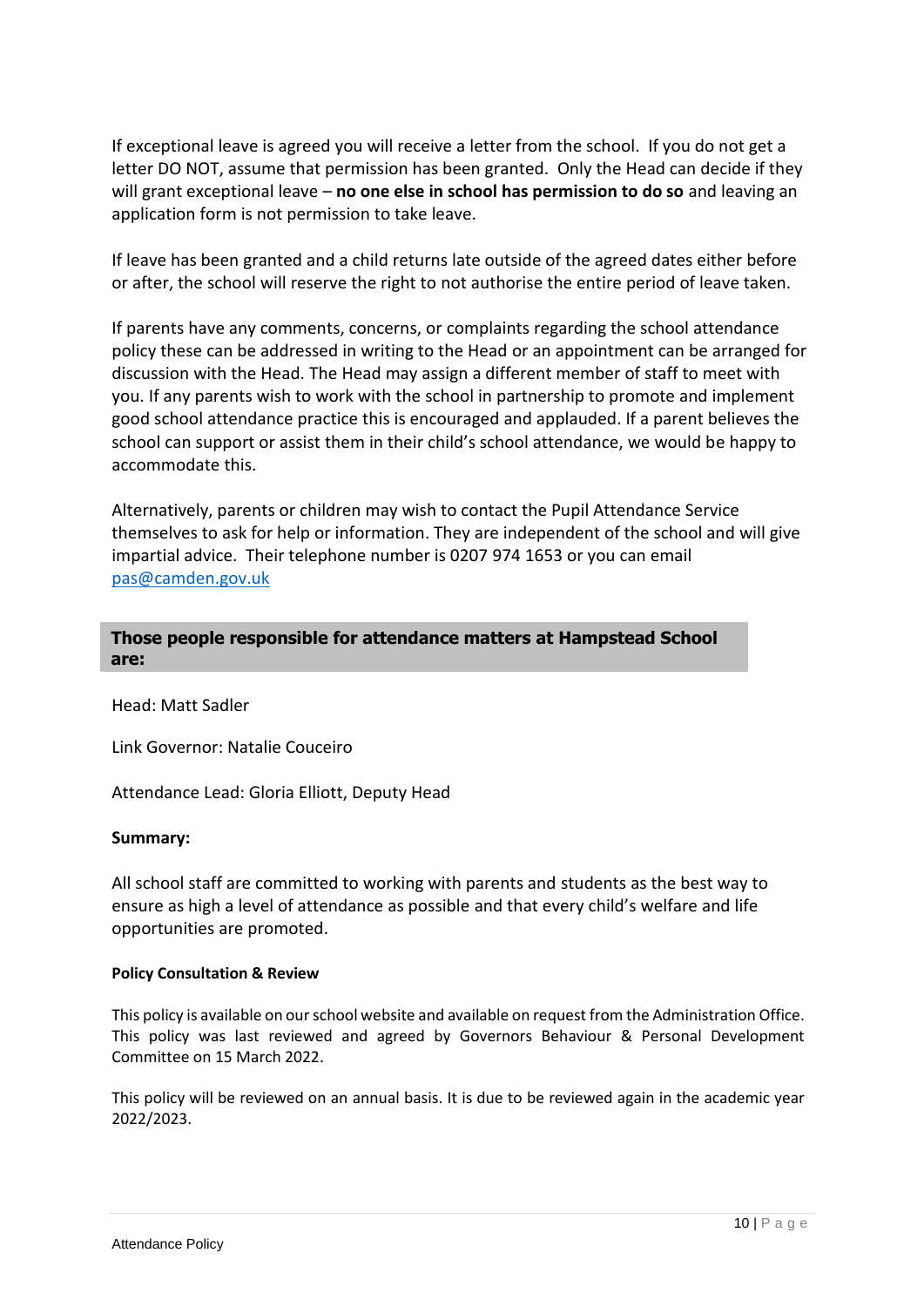If exceptional leave is agreed you will receive a letter from the school. If you do not get a letter DO NOT, assume that permission has been granted. Only the Head can decide if they will grant exceptional leave – **no one else in school has permission to do so** and leaving an application form is not permission to take leave.

If leave has been granted and a child returns late outside of the agreed dates either before or after, the school will reserve the right to not authorise the entire period of leave taken.

If parents have any comments, concerns, or complaints regarding the school attendance policy these can be addressed in writing to the Head or an appointment can be arranged for discussion with the Head. The Head may assign a different member of staff to meet with you. If any parents wish to work with the school in partnership to promote and implement good school attendance practice this is encouraged and applauded. If a parent believes the school can support or assist them in their child's school attendance, we would be happy to accommodate this.

Alternatively, parents or children may wish to contact the Pupil Attendance Service themselves to ask for help or information. They are independent of the school and will give impartial advice. Their telephone number is 0207 974 1653 or you can email pas@camden.gov.uk

## Those people responsible for attendance matters at Hampstead School are:

Head: Matt Sadler

Link Governor: Natalie Couceiro

Attendance Lead: Gloria Elliott, Deputy Head

**Summary:**

All school staff are committed to working with parents and students as the best way to ensure as high a level of attendance as possible and that every child's welfare and life opportunities are promoted.

**Policy Consultation & Review**

This policy is available on our school website and available on request from the Administration Office. This policy was last reviewed and agreed by Governors Behaviour & Personal Development Committee on 15 March 2022.

This policy will be reviewed on an annual basis. It is due to be reviewed again in the academic year 2022/2023.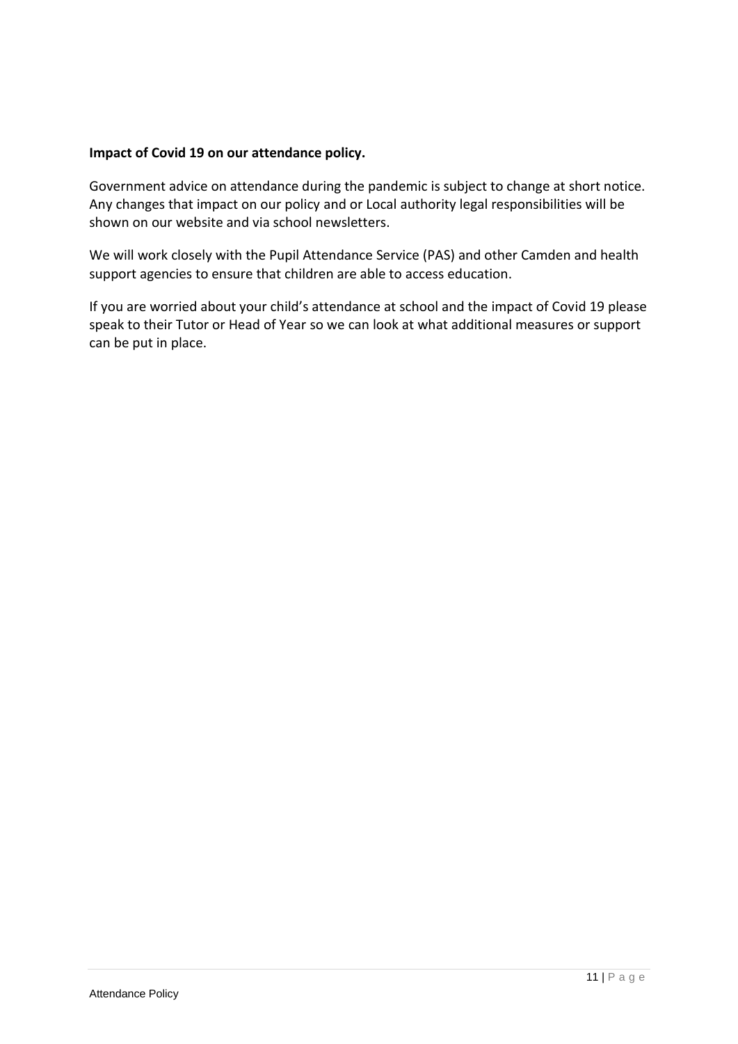**Impact of Covid 19 on our attendance policy.**

Government advice on attendance during the pandemic is subject to change at short notice. Any changes that impact on our policy and or Local authority legal responsibilities will be shown on our website and via school newsletters.

We will work closely with the Pupil Attendance Service (PAS) and other Camden and health support agencies to ensure that children are able to access education.

If you are worried about your child's attendance at school and the impact of Covid 19 please speak to their Tutor or Head of Year so we can look at what additional measures or support can be put in place.